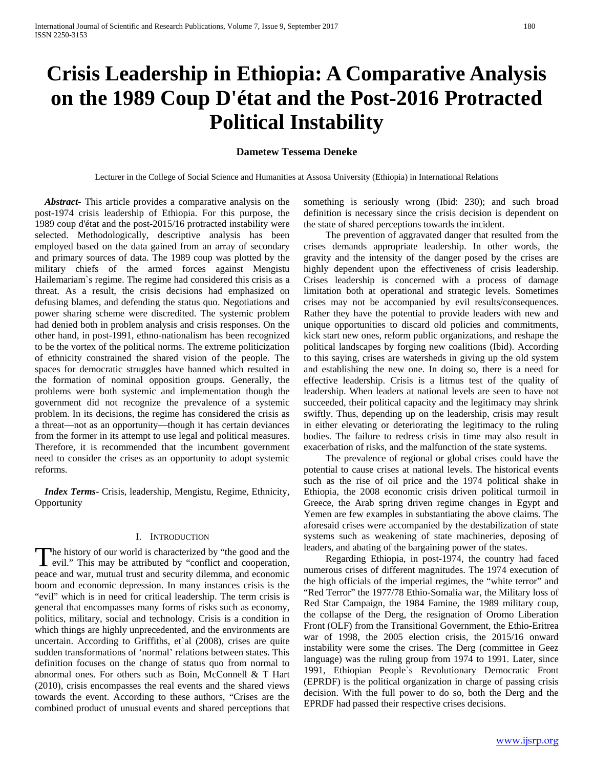# Crisis Leadership in Ethiopia: A Comparative Analysis on the 1989 Coup D'état and the Post-2016 Protracted Political Instability

**Dametew Tessema Deneke**

Lecturer in the College of Social Science and Humanities at Assosa University (Ethiopia) in International Relations

***Abstract***- This article provides a comparative analysis on the post-1974 crisis leadership of Ethiopia. For this purpose, the 1989 coup d'état and the post-2015/16 protracted instability were selected. Methodologically, descriptive analysis has been employed based on the data gained from an array of secondary and primary sources of data. The 1989 coup was plotted by the military chiefs of the armed forces against Mengistu Hailemariam`s regime. The regime had considered this crisis as a threat. As a result, the crisis decisions had emphasized on defusing blames, and defending the status quo. Negotiations and power sharing scheme were discredited. The systemic problem had denied both in problem analysis and crisis responses. On the other hand, in post-1991, ethno-nationalism has been recognized to be the vortex of the political norms. The extreme politicization of ethnicity constrained the shared vision of the people. The spaces for democratic struggles have banned which resulted in the formation of nominal opposition groups. Generally, the problems were both systemic and implementation though the government did not recognize the prevalence of a systemic problem. In its decisions, the regime has considered the crisis as a threat—not as an opportunity—though it has certain deviances from the former in its attempt to use legal and political measures. Therefore, it is recommended that the incumbent government need to consider the crises as an opportunity to adopt systemic reforms.

***Index Terms***- Crisis, leadership, Mengistu, Regime, Ethnicity, Opportunity

## I. Introduction

The history of our world is characterized by "the good and the evil." This may be attributed by "conflict and cooperation, peace and war, mutual trust and security dilemma, and economic boom and economic depression. In many instances crisis is the "evil" which is in need for critical leadership. The term crisis is general that encompasses many forms of risks such as economy, politics, military, social and technology. Crisis is a condition in which things are highly unprecedented, and the environments are uncertain. According to Griffiths, et`al (2008), crises are quite sudden transformations of 'normal' relations between states. This definition focuses on the change of status quo from normal to abnormal ones. For others such as Boin, McConnell & T Hart (2010), crisis encompasses the real events and the shared views towards the event. According to these authors, "Crises are the combined product of unusual events and shared perceptions that something is seriously wrong (Ibid: 230); and such broad definition is necessary since the crisis decision is dependent on the state of shared perceptions towards the incident.

The prevention of aggravated danger that resulted from the crises demands appropriate leadership. In other words, the gravity and the intensity of the danger posed by the crises are highly dependent upon the effectiveness of crisis leadership. Crises leadership is concerned with a process of damage limitation both at operational and strategic levels. Sometimes crises may not be accompanied by evil results/consequences. Rather they have the potential to provide leaders with new and unique opportunities to discard old policies and commitments, kick start new ones, reform public organizations, and reshape the political landscapes by forging new coalitions (Ibid). According to this saying, crises are watersheds in giving up the old system and establishing the new one. In doing so, there is a need for effective leadership. Crisis is a litmus test of the quality of leadership. When leaders at national levels are seen to have not succeeded, their political capacity and the legitimacy may shrink swiftly. Thus, depending up on the leadership, crisis may result in either elevating or deteriorating the legitimacy to the ruling bodies. The failure to redress crisis in time may also result in exacerbation of risks, and the malfunction of the state systems.

The prevalence of regional or global crises could have the potential to cause crises at national levels. The historical events such as the rise of oil price and the 1974 political shake in Ethiopia, the 2008 economic crisis driven political turmoil in Greece, the Arab spring driven regime changes in Egypt and Yemen are few examples in substantiating the above claims. The aforesaid crises were accompanied by the destabilization of state systems such as weakening of state machineries, deposing of leaders, and abating of the bargaining power of the states.

Regarding Ethiopia, in post-1974, the country had faced numerous crises of different magnitudes. The 1974 execution of the high officials of the imperial regimes, the "white terror" and "Red Terror" the 1977/78 Ethio-Somalia war, the Military loss of Red Star Campaign, the 1984 Famine, the 1989 military coup, the collapse of the Derg, the resignation of Oromo Liberation Front (OLF) from the Transitional Government, the Ethio-Eritrea war of 1998, the 2005 election crisis, the 2015/16 onward instability were some the crises. The Derg (committee in Geez language) was the ruling group from 1974 to 1991. Later, since 1991, Ethiopian People`s Revolutionary Democratic Front (EPRDF) is the political organization in charge of passing crisis decision. With the full power to do so, both the Derg and the EPRDF had passed their respective crises decisions.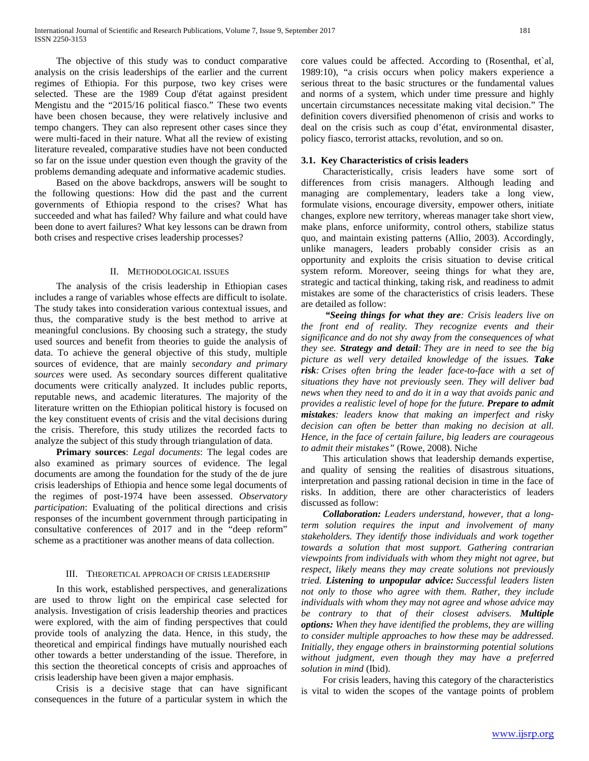The objective of this study was to conduct comparative analysis on the crisis leaderships of the earlier and the current regimes of Ethiopia. For this purpose, two key crises were selected. These are the 1989 Coup d'état against president Mengistu and the "2015/16 political fiasco." These two events have been chosen because, they were relatively inclusive and tempo changers. They can also represent other cases since they were multi-faced in their nature. What all the review of existing literature revealed, comparative studies have not been conducted so far on the issue under question even though the gravity of the problems demanding adequate and informative academic studies.

Based on the above backdrops, answers will be sought to the following questions: How did the past and the current governments of Ethiopia respond to the crises? What has succeeded and what has failed? Why failure and what could have been done to avert failures? What key lessons can be drawn from both crises and respective crises leadership processes?

## II. Methodological Issues

The analysis of the crisis leadership in Ethiopian cases includes a range of variables whose effects are difficult to isolate. The study takes into consideration various contextual issues, and thus, the comparative study is the best method to arrive at meaningful conclusions. By choosing such a strategy, the study used sources and benefit from theories to guide the analysis of data. To achieve the general objective of this study, multiple sources of evidence, that are mainly *secondary and primary sources* were used. As secondary sources different qualitative documents were critically analyzed. It includes public reports, reputable news, and academic literatures. The majority of the literature written on the Ethiopian political history is focused on the key constituent events of crisis and the vital decisions during the crisis. Therefore, this study utilizes the recorded facts to analyze the subject of this study through triangulation of data.

**Primary sources**: *Legal documents*: The legal codes are also examined as primary sources of evidence. The legal documents are among the foundation for the study of the de jure crisis leaderships of Ethiopia and hence some legal documents of the regimes of post-1974 have been assessed. *Observatory participation*: Evaluating of the political directions and crisis responses of the incumbent government through participating in consultative conferences of 2017 and in the "deep reform" scheme as a practitioner was another means of data collection.

## III. Theoretical Approach of Crisis Leadership

In this work, established perspectives, and generalizations are used to throw light on the empirical case selected for analysis. Investigation of crisis leadership theories and practices were explored, with the aim of finding perspectives that could provide tools of analyzing the data. Hence, in this study, the theoretical and empirical findings have mutually nourished each other towards a better understanding of the issue. Therefore, in this section the theoretical concepts of crisis and approaches of crisis leadership have been given a major emphasis.

Crisis is a decisive stage that can have significant consequences in the future of a particular system in which the core values could be affected. According to (Rosenthal, et`al, 1989:10), "a crisis occurs when policy makers experience a serious threat to the basic structures or the fundamental values and norms of a system, which under time pressure and highly uncertain circumstances necessitate making vital decision." The definition covers diversified phenomenon of crisis and works to deal on the crisis such as coup d'état, environmental disaster, policy fiasco, terrorist attacks, revolution, and so on.

### 3.1. Key Characteristics of crisis leaders

Characteristically, crisis leaders have some sort of differences from crisis managers. Although leading and managing are complementary, leaders take a long view, formulate visions, encourage diversity, empower others, initiate changes, explore new territory, whereas manager take short view, make plans, enforce uniformity, control others, stabilize status quo, and maintain existing patterns (Allio, 2003). Accordingly, unlike managers, leaders probably consider crisis as an opportunity and exploits the crisis situation to devise critical system reform. Moreover, seeing things for what they are, strategic and tactical thinking, taking risk, and readiness to admit mistakes are some of the characteristics of crisis leaders. These are detailed as follow:

*"**Seeing things for what they are**: Crisis leaders live on the front end of reality. They recognize events and their significance and do not shy away from the consequences of what they see. **Strategy and detail**: They are in need to see the big picture as well very detailed knowledge of the issues. **Take risk**: Crises often bring the leader face-to-face with a set of situations they have not previously seen. They will deliver bad news when they need to and do it in a way that avoids panic and provides a realistic level of hope for the future. **Prepare to admit mistakes**: leaders know that making an imperfect and risky decision can often be better than making no decision at all. Hence, in the face of certain failure, big leaders are courageous to admit their mistakes"* (Rowe, 2008). Niche

This articulation shows that leadership demands expertise, and quality of sensing the realities of disastrous situations, interpretation and passing rational decision in time in the face of risks. In addition, there are other characteristics of leaders discussed as follow:

***Collaboration:** Leaders understand, however, that a long-term solution requires the input and involvement of many stakeholders. They identify those individuals and work together towards a solution that most support. Gathering contrarian viewpoints from individuals with whom they might not agree, but respect, likely means they may create solutions not previously tried. **Listening to unpopular advice:** Successful leaders listen not only to those who agree with them. Rather, they include individuals with whom they may not agree and whose advice may be contrary to that of their closest advisers. **Multiple options:** When they have identified the problems, they are willing to consider multiple approaches to how these may be addressed. Initially, they engage others in brainstorming potential solutions without judgment, even though they may have a preferred solution in mind* (Ibid).

For crisis leaders, having this category of the characteristics is vital to widen the scopes of the vantage points of problem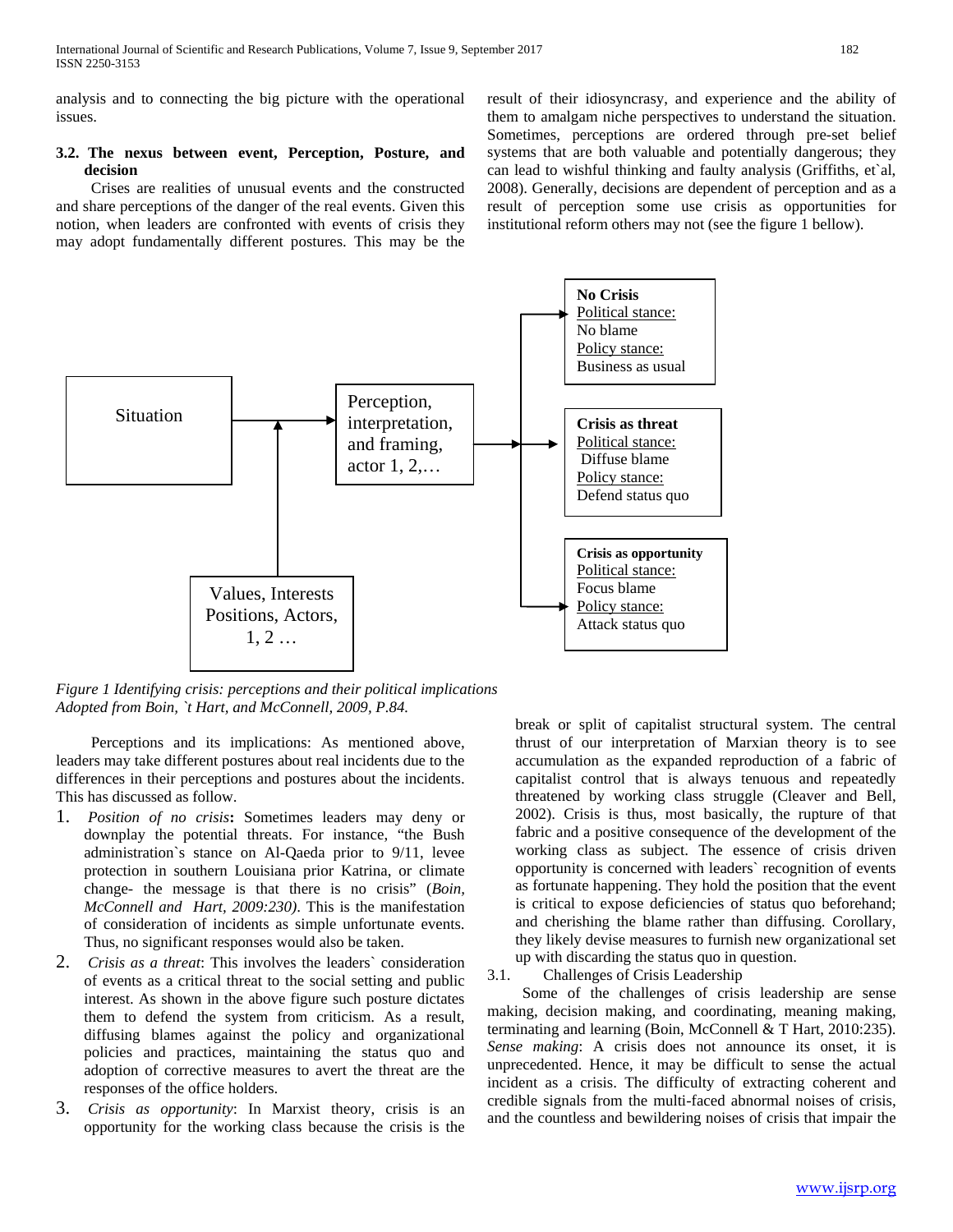analysis and to connecting the big picture with the operational issues.

### 3.2. The nexus between event, Perception, Posture, and decision

Crises are realities of unusual events and the constructed and share perceptions of the danger of the real events. Given this notion, when leaders are confronted with events of crisis they may adopt fundamentally different postures. This may be the result of their idiosyncrasy, and experience and the ability of them to amalgam niche perspectives to understand the situation. Sometimes, perceptions are ordered through pre-set belief systems that are both valuable and potentially dangerous; they can lead to wishful thinking and faulty analysis (Griffiths, et`al, 2008). Generally, decisions are dependent of perception and as a result of perception some use crisis as opportunities for institutional reform others may not (see the figure 1 bellow).

```
Situation ──► Perception, interpretation, and framing, actor 1, 2,… ──┬──► No Crisis
    ▲                                                                  │      Political stance: No blame
    │                                                                  │      Policy stance: Business as usual
Values, Interests                                                      ├──► Crisis as threat
Positions, Actors,                                                     │      Political stance: Diffuse blame
1, 2 …                                                                 │      Policy stance: Defend status quo
                                                                       └──► Crisis as opportunity
                                                                              Political stance: Focus blame
                                                                              Policy stance: Attack status quo
```

*Figure 1 Identifying crisis: perceptions and their political implications*
*Adopted from Boin, `t Hart, and McConnell, 2009, P.84.*

Perceptions and its implications: As mentioned above, leaders may take different postures about real incidents due to the differences in their perceptions and postures about the incidents. This has discussed as follow.

1. *Position of no crisis*: Sometimes leaders may deny or downplay the potential threats. For instance, "the Bush administration`s stance on Al-Qaeda prior to 9/11, levee protection in southern Louisiana prior Katrina, or climate change- the message is that there is no crisis" (*Boin, McConnell and Hart, 2009:230)*. This is the manifestation of consideration of incidents as simple unfortunate events. Thus, no significant responses would also be taken.
2. *Crisis as a threat*: This involves the leaders` consideration of events as a critical threat to the social setting and public interest. As shown in the above figure such posture dictates them to defend the system from criticism. As a result, diffusing blames against the policy and organizational policies and practices, maintaining the status quo and adoption of corrective measures to avert the threat are the responses of the office holders.
3. *Crisis as opportunity*: In Marxist theory, crisis is an opportunity for the working class because the crisis is the break or split of capitalist structural system. The central thrust of our interpretation of Marxian theory is to see accumulation as the expanded reproduction of a fabric of capitalist control that is always tenuous and repeatedly threatened by working class struggle (Cleaver and Bell, 2002). Crisis is thus, most basically, the rupture of that fabric and a positive consequence of the development of the working class as subject. The essence of crisis driven opportunity is concerned with leaders` recognition of events as fortunate happening. They hold the position that the event is critical to expose deficiencies of status quo beforehand; and cherishing the blame rather than diffusing. Corollary, they likely devise measures to furnish new organizational set up with discarding the status quo in question.

### 3.1. Challenges of Crisis Leadership

Some of the challenges of crisis leadership are sense making, decision making, and coordinating, meaning making, terminating and learning (Boin, McConnell & T Hart, 2010:235). *Sense making*: A crisis does not announce its onset, it is unprecedented. Hence, it may be difficult to sense the actual incident as a crisis. The difficulty of extracting coherent and credible signals from the multi-faced abnormal noises of crisis, and the countless and bewildering noises of crisis that impair the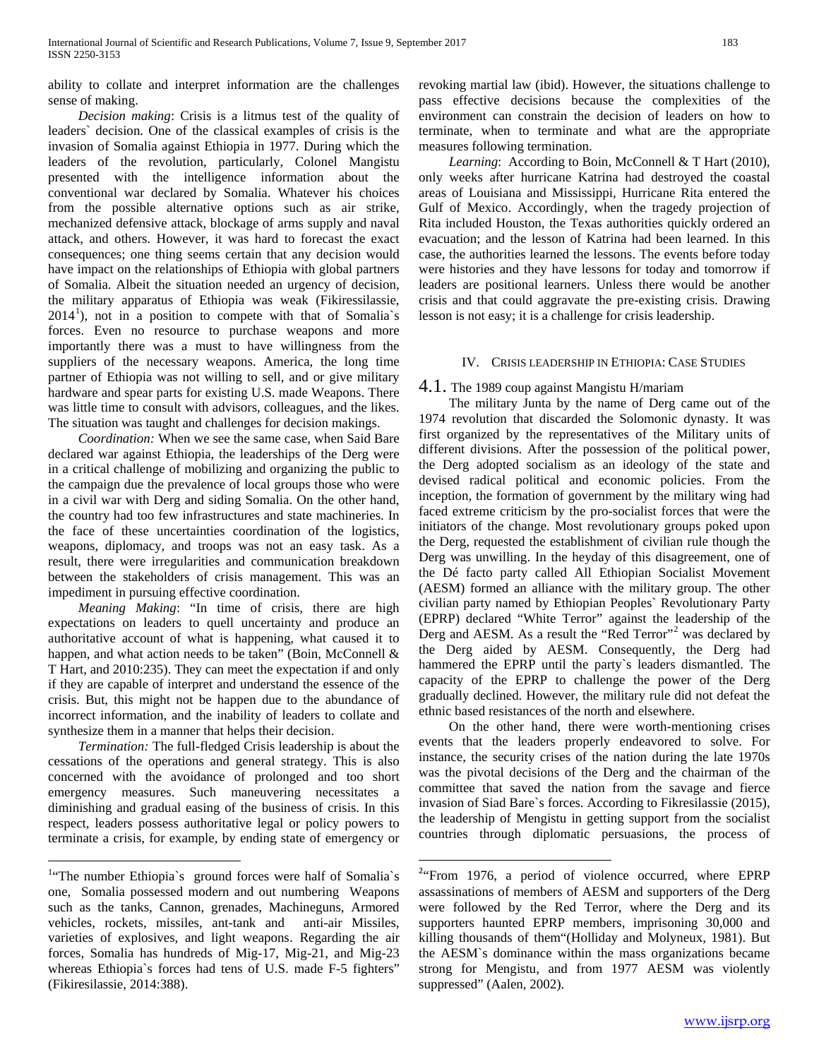ability to collate and interpret information are the challenges sense of making.

*Decision making*: Crisis is a litmus test of the quality of leaders` decision. One of the classical examples of crisis is the invasion of Somalia against Ethiopia in 1977. During which the leaders of the revolution, particularly, Colonel Mangistu presented with the intelligence information about the conventional war declared by Somalia. Whatever his choices from the possible alternative options such as air strike, mechanized defensive attack, blockage of arms supply and naval attack, and others. However, it was hard to forecast the exact consequences; one thing seems certain that any decision would have impact on the relationships of Ethiopia with global partners of Somalia. Albeit the situation needed an urgency of decision, the military apparatus of Ethiopia was weak (Fikiressilassie, 2014[1]), not in a position to compete with that of Somalia`s forces. Even no resource to purchase weapons and more importantly there was a must to have willingness from the suppliers of the necessary weapons. America, the long time partner of Ethiopia was not willing to sell, and or give military hardware and spear parts for existing U.S. made Weapons. There was little time to consult with advisors, colleagues, and the likes. The situation was taught and challenges for decision makings.

*Coordination:* When we see the same case, when Said Bare declared war against Ethiopia, the leaderships of the Derg were in a critical challenge of mobilizing and organizing the public to the campaign due the prevalence of local groups those who were in a civil war with Derg and siding Somalia. On the other hand, the country had too few infrastructures and state machineries. In the face of these uncertainties coordination of the logistics, weapons, diplomacy, and troops was not an easy task. As a result, there were irregularities and communication breakdown between the stakeholders of crisis management. This was an impediment in pursuing effective coordination.

*Meaning Making*: "In time of crisis, there are high expectations on leaders to quell uncertainty and produce an authoritative account of what is happening, what caused it to happen, and what action needs to be taken" (Boin, McConnell & T Hart, and 2010:235). They can meet the expectation if and only if they are capable of interpret and understand the essence of the crisis. But, this might not be happen due to the abundance of incorrect information, and the inability of leaders to collate and synthesize them in a manner that helps their decision.

*Termination:* The full-fledged Crisis leadership is about the cessations of the operations and general strategy. This is also concerned with the avoidance of prolonged and too short emergency measures. Such maneuvering necessitates a diminishing and gradual easing of the business of crisis. In this respect, leaders possess authoritative legal or policy powers to terminate a crisis, for example, by ending state of emergency or revoking martial law (ibid). However, the situations challenge to pass effective decisions because the complexities of the environment can constrain the decision of leaders on how to terminate, when to terminate and what are the appropriate measures following termination.

*Learning*: According to Boin, McConnell & T Hart (2010), only weeks after hurricane Katrina had destroyed the coastal areas of Louisiana and Mississippi, Hurricane Rita entered the Gulf of Mexico. Accordingly, when the tragedy projection of Rita included Houston, the Texas authorities quickly ordered an evacuation; and the lesson of Katrina had been learned. In this case, the authorities learned the lessons. The events before today were histories and they have lessons for today and tomorrow if leaders are positional learners. Unless there would be another crisis and that could aggravate the pre-existing crisis. Drawing lesson is not easy; it is a challenge for crisis leadership.

## IV. Crisis leadership in Ethiopia: Case Studies

### 4.1. The 1989 coup against Mangistu H/mariam

The military Junta by the name of Derg came out of the 1974 revolution that discarded the Solomonic dynasty. It was first organized by the representatives of the Military units of different divisions. After the possession of the political power, the Derg adopted socialism as an ideology of the state and devised radical political and economic policies. From the inception, the formation of government by the military wing had faced extreme criticism by the pro-socialist forces that were the initiators of the change. Most revolutionary groups poked upon the Derg, requested the establishment of civilian rule though the Derg was unwilling. In the heyday of this disagreement, one of the Dé facto party called All Ethiopian Socialist Movement (AESM) formed an alliance with the military group. The other civilian party named by Ethiopian Peoples` Revolutionary Party (EPRP) declared "White Terror" against the leadership of the Derg and AESM. As a result the "Red Terror"[2] was declared by the Derg aided by AESM. Consequently, the Derg had hammered the EPRP until the party`s leaders dismantled. The capacity of the EPRP to challenge the power of the Derg gradually declined. However, the military rule did not defeat the ethnic based resistances of the north and elsewhere.

On the other hand, there were worth-mentioning crises events that the leaders properly endeavored to solve. For instance, the security crises of the nation during the late 1970s was the pivotal decisions of the Derg and the chairman of the committee that saved the nation from the savage and fierce invasion of Siad Bare`s forces. According to Fikresilassie (2015), the leadership of Mengistu in getting support from the socialist countries through diplomatic persuasions, the process of

---

[1] "The number Ethiopia`s ground forces were half of Somalia`s one, Somalia possessed modern and out numbering Weapons such as the tanks, Cannon, grenades, Machineguns, Armored vehicles, rockets, missiles, ant-tank and anti-air Missiles, varieties of explosives, and light weapons. Regarding the air forces, Somalia has hundreds of Mig-17, Mig-21, and Mig-23 whereas Ethiopia`s forces had tens of U.S. made F-5 fighters" (Fikiresilassie, 2014:388).

[2] "From 1976, a period of violence occurred, where EPRP assassinations of members of AESM and supporters of the Derg were followed by the Red Terror, where the Derg and its supporters haunted EPRP members, imprisoning 30,000 and killing thousands of them"(Holliday and Molyneux, 1981). But the AESM`s dominance within the mass organizations became strong for Mengistu, and from 1977 AESM was violently suppressed" (Aalen, 2002).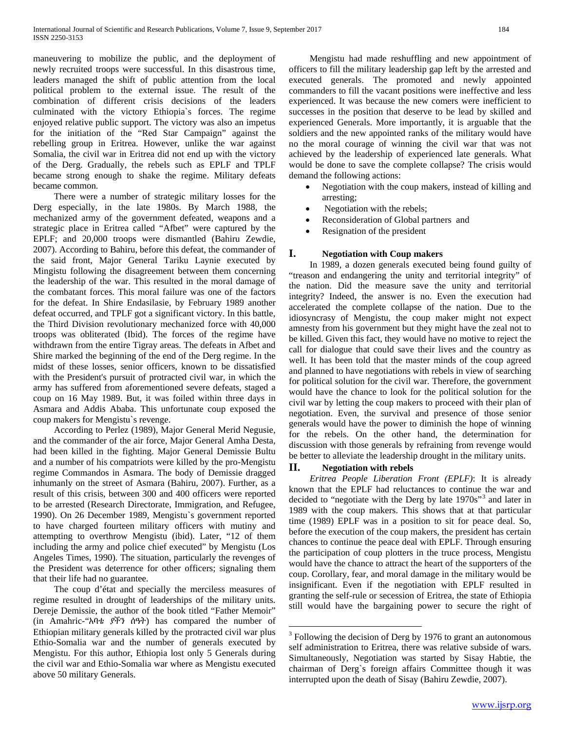maneuvering to mobilize the public, and the deployment of newly recruited troops were successful. In this disastrous time, leaders managed the shift of public attention from the local political problem to the external issue. The result of the combination of different crisis decisions of the leaders culminated with the victory Ethiopia`s forces. The regime enjoyed relative public support. The victory was also an impetus for the initiation of the "Red Star Campaign" against the rebelling group in Eritrea. However, unlike the war against Somalia, the civil war in Eritrea did not end up with the victory of the Derg. Gradually, the rebels such as EPLF and TPLF became strong enough to shake the regime. Military defeats became common.

There were a number of strategic military losses for the Derg especially, in the late 1980s. By March 1988, the mechanized army of the government defeated, weapons and a strategic place in Eritrea called "Afbet" were captured by the EPLF; and 20,000 troops were dismantled (Bahiru Zewdie, 2007). According to Bahiru, before this defeat, the commander of the said front, Major General Tariku Laynie executed by Mingistu following the disagreement between them concerning the leadership of the war. This resulted in the moral damage of the combatant forces. This moral failure was one of the factors for the defeat. In Shire Endasilasie, by February 1989 another defeat occurred, and TPLF got a significant victory. In this battle, the Third Division revolutionary mechanized force with 40,000 troops was obliterated (Ibid). The forces of the regime have withdrawn from the entire Tigray areas. The defeats in Afbet and Shire marked the beginning of the end of the Derg regime. In the midst of these losses, senior officers, known to be dissatisfied with the President's pursuit of protracted civil war, in which the army has suffered from aforementioned severe defeats, staged a coup on 16 May 1989. But, it was foiled within three days in Asmara and Addis Ababa. This unfortunate coup exposed the coup makers for Mengistu`s revenge.

According to Perlez (1989), Major General Merid Negusie, and the commander of the air force, Major General Amha Desta, had been killed in the fighting. Major General Demissie Bultu and a number of his compatriots were killed by the pro-Mengistu regime Commandos in Asmara. The body of Demissie dragged inhumanly on the street of Asmara (Bahiru, 2007). Further, as a result of this crisis, between 300 and 400 officers were reported to be arrested (Research Directorate, Immigration, and Refugee, 1990). On 26 December 1989, Mengistu`s government reported to have charged fourteen military officers with mutiny and attempting to overthrow Mengistu (ibid). Later, "12 of them including the army and police chief executed" by Mengistu (Los Angeles Times, 1990). The situation, particularly the revenges of the President was deterrence for other officers; signaling them that their life had no guarantee.

The coup d'état and specially the merciless measures of regime resulted in drought of leaderships of the military units. Dereje Demissie, the author of the book titled "Father Memoir" (in Amahric-"አባቴ ያኾን ሰዓት) has compared the number of Ethiopian military generals killed by the protracted civil war plus Ethio-Somalia war and the number of generals executed by Mengistu. For this author, Ethiopia lost only 5 Generals during the civil war and Ethio-Somalia war where as Mengistu executed above 50 military Generals.

Mengistu had made reshuffling and new appointment of officers to fill the military leadership gap left by the arrested and executed generals. The promoted and newly appointed commanders to fill the vacant positions were ineffective and less experienced. It was because the new comers were inefficient to successes in the position that deserve to be lead by skilled and experienced Generals. More importantly, it is arguable that the soldiers and the new appointed ranks of the military would have no the moral courage of winning the civil war that was not achieved by the leadership of experienced late generals. What would be done to save the complete collapse? The crisis would demand the following actions:

- Negotiation with the coup makers, instead of killing and arresting;
- Negotiation with the rebels;
- Reconsideration of Global partners and
- Resignation of the president

## I. Negotiation with Coup makers

In 1989, a dozen generals executed being found guilty of "treason and endangering the unity and territorial integrity" of the nation. Did the measure save the unity and territorial integrity? Indeed, the answer is no. Even the execution had accelerated the complete collapse of the nation. Due to the idiosyncrasy of Mengistu, the coup maker might not expect amnesty from his government but they might have the zeal not to be killed. Given this fact, they would have no motive to reject the call for dialogue that could save their lives and the country as well. It has been told that the master minds of the coup agreed and planned to have negotiations with rebels in view of searching for political solution for the civil war. Therefore, the government would have the chance to look for the political solution for the civil war by letting the coup makers to proceed with their plan of negotiation. Even, the survival and presence of those senior generals would have the power to diminish the hope of winning for the rebels. On the other hand, the determination for discussion with those generals by refraining from revenge would be better to alleviate the leadership drought in the military units.

## II. Negotiation with rebels

*Eritrea People Liberation Front (EPLF)*: It is already known that the EPLF had reluctances to continue the war and decided to "negotiate with the Derg by late 1970s"[3] and later in 1989 with the coup makers. This shows that at that particular time (1989) EPLF was in a position to sit for peace deal. So, before the execution of the coup makers, the president has certain chances to continue the peace deal with EPLF. Through ensuring the participation of coup plotters in the truce process, Mengistu would have the chance to attract the heart of the supporters of the coup. Corollary, fear, and moral damage in the military would be insignificant. Even if the negotiation with EPLF resulted in granting the self-rule or secession of Eritrea, the state of Ethiopia still would have the bargaining power to secure the right of

[3] Following the decision of Derg by 1976 to grant an autonomous self administration to Eritrea, there was relative subside of wars. Simultaneously, Negotiation was started by Sisay Habtie, the chairman of Derg`s foreign affairs Committee though it was interrupted upon the death of Sisay (Bahiru Zewdie, 2007).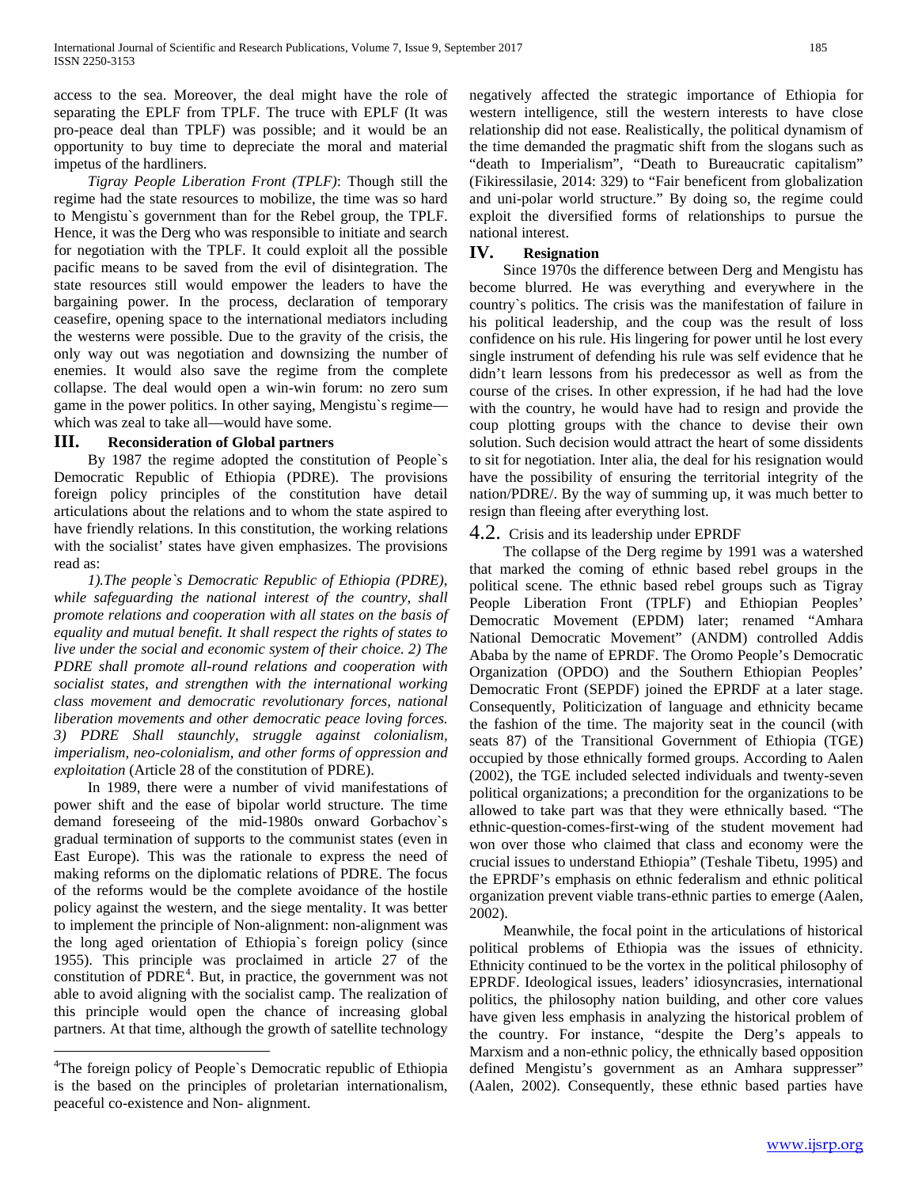access to the sea. Moreover, the deal might have the role of separating the EPLF from TPLF. The truce with EPLF (It was pro-peace deal than TPLF) was possible; and it would be an opportunity to buy time to depreciate the moral and material impetus of the hardliners.

*Tigray People Liberation Front (TPLF)*: Though still the regime had the state resources to mobilize, the time was so hard to Mengistu`s government than for the Rebel group, the TPLF. Hence, it was the Derg who was responsible to initiate and search for negotiation with the TPLF. It could exploit all the possible pacific means to be saved from the evil of disintegration. The state resources still would empower the leaders to have the bargaining power. In the process, declaration of temporary ceasefire, opening space to the international mediators including the westerns were possible. Due to the gravity of the crisis, the only way out was negotiation and downsizing the number of enemies. It would also save the regime from the complete collapse. The deal would open a win-win forum: no zero sum game in the power politics. In other saying, Mengistu`s regime—which was zeal to take all—would have some.

## III. Reconsideration of Global partners

By 1987 the regime adopted the constitution of People`s Democratic Republic of Ethiopia (PDRE). The provisions foreign policy principles of the constitution have detail articulations about the relations and to whom the state aspired to have friendly relations. In this constitution, the working relations with the socialist' states have given emphasizes. The provisions read as:

*1).The people`s Democratic Republic of Ethiopia (PDRE), while safeguarding the national interest of the country, shall promote relations and cooperation with all states on the basis of equality and mutual benefit. It shall respect the rights of states to live under the social and economic system of their choice. 2) The PDRE shall promote all-round relations and cooperation with socialist states, and strengthen with the international working class movement and democratic revolutionary forces, national liberation movements and other democratic peace loving forces. 3) PDRE Shall staunchly, struggle against colonialism, imperialism, neo-colonialism, and other forms of oppression and exploitation* (Article 28 of the constitution of PDRE).

In 1989, there were a number of vivid manifestations of power shift and the ease of bipolar world structure. The time demand foreseeing of the mid-1980s onward Gorbachov`s gradual termination of supports to the communist states (even in East Europe). This was the rationale to express the need of making reforms on the diplomatic relations of PDRE. The focus of the reforms would be the complete avoidance of the hostile policy against the western, and the siege mentality. It was better to implement the principle of Non-alignment: non-alignment was the long aged orientation of Ethiopia`s foreign policy (since 1955). This principle was proclaimed in article 27 of the constitution of PDRE[4]. But, in practice, the government was not able to avoid aligning with the socialist camp. The realization of this principle would open the chance of increasing global partners. At that time, although the growth of satellite technology negatively affected the strategic importance of Ethiopia for western intelligence, still the western interests to have close relationship did not ease. Realistically, the political dynamism of the time demanded the pragmatic shift from the slogans such as "death to Imperialism", "Death to Bureaucratic capitalism" (Fikiressilasie, 2014: 329) to "Fair beneficent from globalization and uni-polar world structure." By doing so, the regime could exploit the diversified forms of relationships to pursue the national interest.

## IV. Resignation

Since 1970s the difference between Derg and Mengistu has become blurred. He was everything and everywhere in the country`s politics. The crisis was the manifestation of failure in his political leadership, and the coup was the result of loss confidence on his rule. His lingering for power until he lost every single instrument of defending his rule was self evidence that he didn't learn lessons from his predecessor as well as from the course of the crises. In other expression, if he had had the love with the country, he would have had to resign and provide the coup plotting groups with the chance to devise their own solution. Such decision would attract the heart of some dissidents to sit for negotiation. Inter alia, the deal for his resignation would have the possibility of ensuring the territorial integrity of the nation/PDRE/. By the way of summing up, it was much better to resign than fleeing after everything lost.

## 4.2. Crisis and its leadership under EPRDF

The collapse of the Derg regime by 1991 was a watershed that marked the coming of ethnic based rebel groups in the political scene. The ethnic based rebel groups such as Tigray People Liberation Front (TPLF) and Ethiopian Peoples' Democratic Movement (EPDM) later; renamed "Amhara National Democratic Movement" (ANDM) controlled Addis Ababa by the name of EPRDF. The Oromo People's Democratic Organization (OPDO) and the Southern Ethiopian Peoples' Democratic Front (SEPDF) joined the EPRDF at a later stage. Consequently, Politicization of language and ethnicity became the fashion of the time. The majority seat in the council (with seats 87) of the Transitional Government of Ethiopia (TGE) occupied by those ethnically formed groups. According to Aalen (2002), the TGE included selected individuals and twenty-seven political organizations; a precondition for the organizations to be allowed to take part was that they were ethnically based. "The ethnic-question-comes-first-wing of the student movement had won over those who claimed that class and economy were the crucial issues to understand Ethiopia" (Teshale Tibetu, 1995) and the EPRDF's emphasis on ethnic federalism and ethnic political organization prevent viable trans-ethnic parties to emerge (Aalen, 2002).

Meanwhile, the focal point in the articulations of historical political problems of Ethiopia was the issues of ethnicity. Ethnicity continued to be the vortex in the political philosophy of EPRDF. Ideological issues, leaders' idiosyncrasies, international politics, the philosophy nation building, and other core values have given less emphasis in analyzing the historical problem of the country. For instance, "despite the Derg's appeals to Marxism and a non-ethnic policy, the ethnically based opposition defined Mengistu's government as an Amhara suppresser" (Aalen, 2002). Consequently, these ethnic based parties have

[4] The foreign policy of People`s Democratic republic of Ethiopia is the based on the principles of proletarian internationalism, peaceful co-existence and Non- alignment.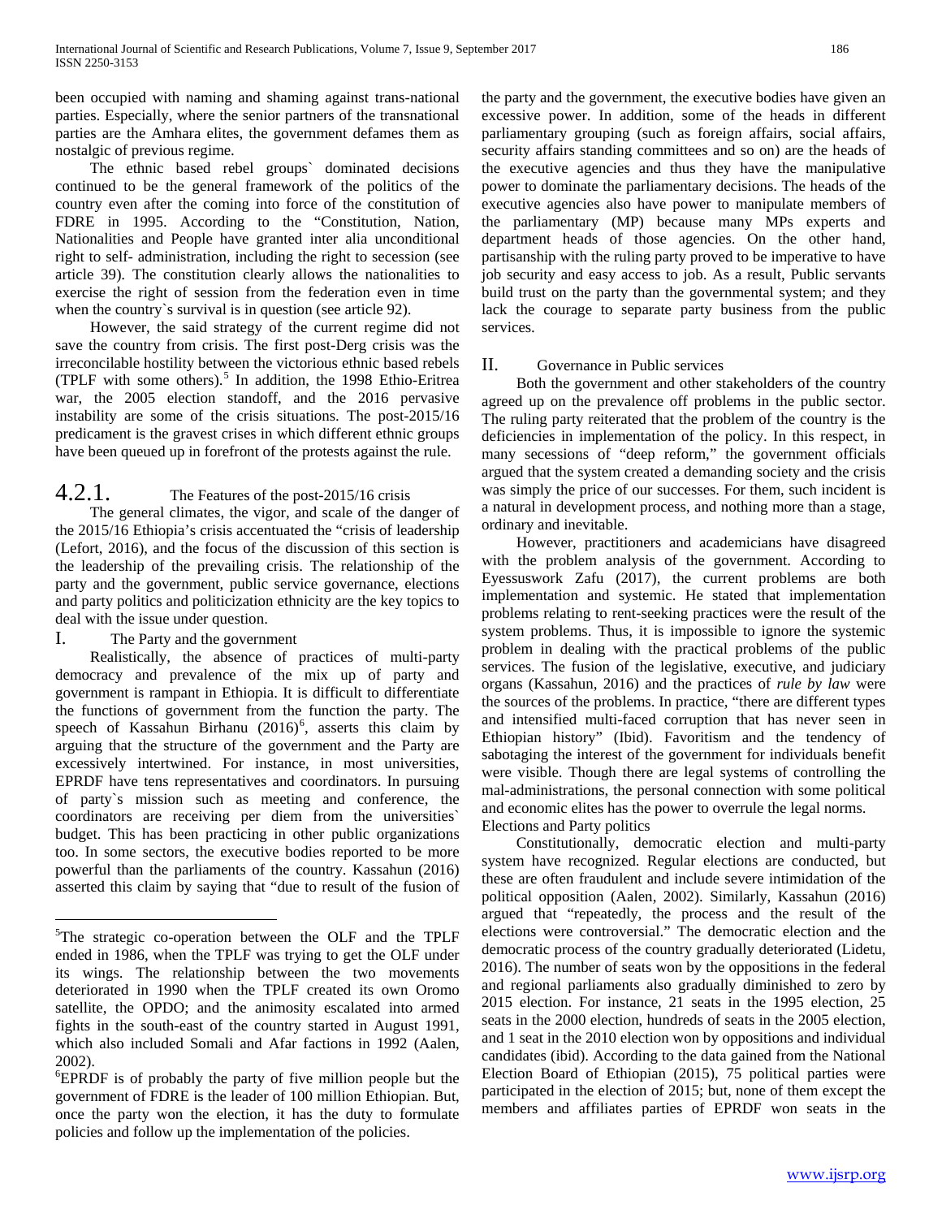been occupied with naming and shaming against trans-national parties. Especially, where the senior partners of the transnational parties are the Amhara elites, the government defames them as nostalgic of previous regime.

The ethnic based rebel groups` dominated decisions continued to be the general framework of the politics of the country even after the coming into force of the constitution of FDRE in 1995. According to the "Constitution, Nation, Nationalities and People have granted inter alia unconditional right to self- administration, including the right to secession (see article 39). The constitution clearly allows the nationalities to exercise the right of session from the federation even in time when the country`s survival is in question (see article 92).

However, the said strategy of the current regime did not save the country from crisis. The first post-Derg crisis was the irreconcilable hostility between the victorious ethnic based rebels (TPLF with some others).[5] In addition, the 1998 Ethio-Eritrea war, the 2005 election standoff, and the 2016 pervasive instability are some of the crisis situations. The post-2015/16 predicament is the gravest crises in which different ethnic groups have been queued up in forefront of the protests against the rule.

### 4.2.1. The Features of the post-2015/16 crisis

The general climates, the vigor, and scale of the danger of the 2015/16 Ethiopia's crisis accentuated the "crisis of leadership (Lefort, 2016), and the focus of the discussion of this section is the leadership of the prevailing crisis. The relationship of the party and the government, public service governance, elections and party politics and politicization ethnicity are the key topics to deal with the issue under question.

#### I. The Party and the government

Realistically, the absence of practices of multi-party democracy and prevalence of the mix up of party and government is rampant in Ethiopia. It is difficult to differentiate the functions of government from the function the party. The speech of Kassahun Birhanu (2016)[6], asserts this claim by arguing that the structure of the government and the Party are excessively intertwined. For instance, in most universities, EPRDF have tens representatives and coordinators. In pursuing of party`s mission such as meeting and conference, the coordinators are receiving per diem from the universities` budget. This has been practicing in other public organizations too. In some sectors, the executive bodies reported to be more powerful than the parliaments of the country. Kassahun (2016) asserted this claim by saying that "due to result of the fusion of the party and the government, the executive bodies have given an excessive power. In addition, some of the heads in different parliamentary grouping (such as foreign affairs, social affairs, security affairs standing committees and so on) are the heads of the executive agencies and thus they have the manipulative power to dominate the parliamentary decisions. The heads of the executive agencies also have power to manipulate members of the parliamentary (MP) because many MPs experts and department heads of those agencies. On the other hand, partisanship with the ruling party proved to be imperative to have job security and easy access to job. As a result, Public servants build trust on the party than the governmental system; and they lack the courage to separate party business from the public services.

#### II. Governance in Public services

Both the government and other stakeholders of the country agreed up on the prevalence off problems in the public sector. The ruling party reiterated that the problem of the country is the deficiencies in implementation of the policy. In this respect, in many secessions of "deep reform," the government officials argued that the system created a demanding society and the crisis was simply the price of our successes. For them, such incident is a natural in development process, and nothing more than a stage, ordinary and inevitable.

However, practitioners and academicians have disagreed with the problem analysis of the government. According to Eyessuswork Zafu (2017), the current problems are both implementation and systemic. He stated that implementation problems relating to rent-seeking practices were the result of the system problems. Thus, it is impossible to ignore the systemic problem in dealing with the practical problems of the public services. The fusion of the legislative, executive, and judiciary organs (Kassahun, 2016) and the practices of *rule by law* were the sources of the problems. In practice, "there are different types and intensified multi-faced corruption that has never seen in Ethiopian history" (Ibid). Favoritism and the tendency of sabotaging the interest of the government for individuals benefit were visible. Though there are legal systems of controlling the mal-administrations, the personal connection with some political and economic elites has the power to overrule the legal norms.

Elections and Party politics

Constitutionally, democratic election and multi-party system have recognized. Regular elections are conducted, but these are often fraudulent and include severe intimidation of the political opposition (Aalen, 2002). Similarly, Kassahun (2016) argued that "repeatedly, the process and the result of the elections were controversial." The democratic election and the democratic process of the country gradually deteriorated (Lidetu, 2016). The number of seats won by the oppositions in the federal and regional parliaments also gradually diminished to zero by 2015 election. For instance, 21 seats in the 1995 election, 25 seats in the 2000 election, hundreds of seats in the 2005 election, and 1 seat in the 2010 election won by oppositions and individual candidates (ibid). According to the data gained from the National Election Board of Ethiopian (2015), 75 political parties were participated in the election of 2015; but, none of them except the members and affiliates parties of EPRDF won seats in the

---

[5] The strategic co-operation between the OLF and the TPLF ended in 1986, when the TPLF was trying to get the OLF under its wings. The relationship between the two movements deteriorated in 1990 when the TPLF created its own Oromo satellite, the OPDO; and the animosity escalated into armed fights in the south-east of the country started in August 1991, which also included Somali and Afar factions in 1992 (Aalen, 2002).

[6] EPRDF is of probably the party of five million people but the government of FDRE is the leader of 100 million Ethiopian. But, once the party won the election, it has the duty to formulate policies and follow up the implementation of the policies.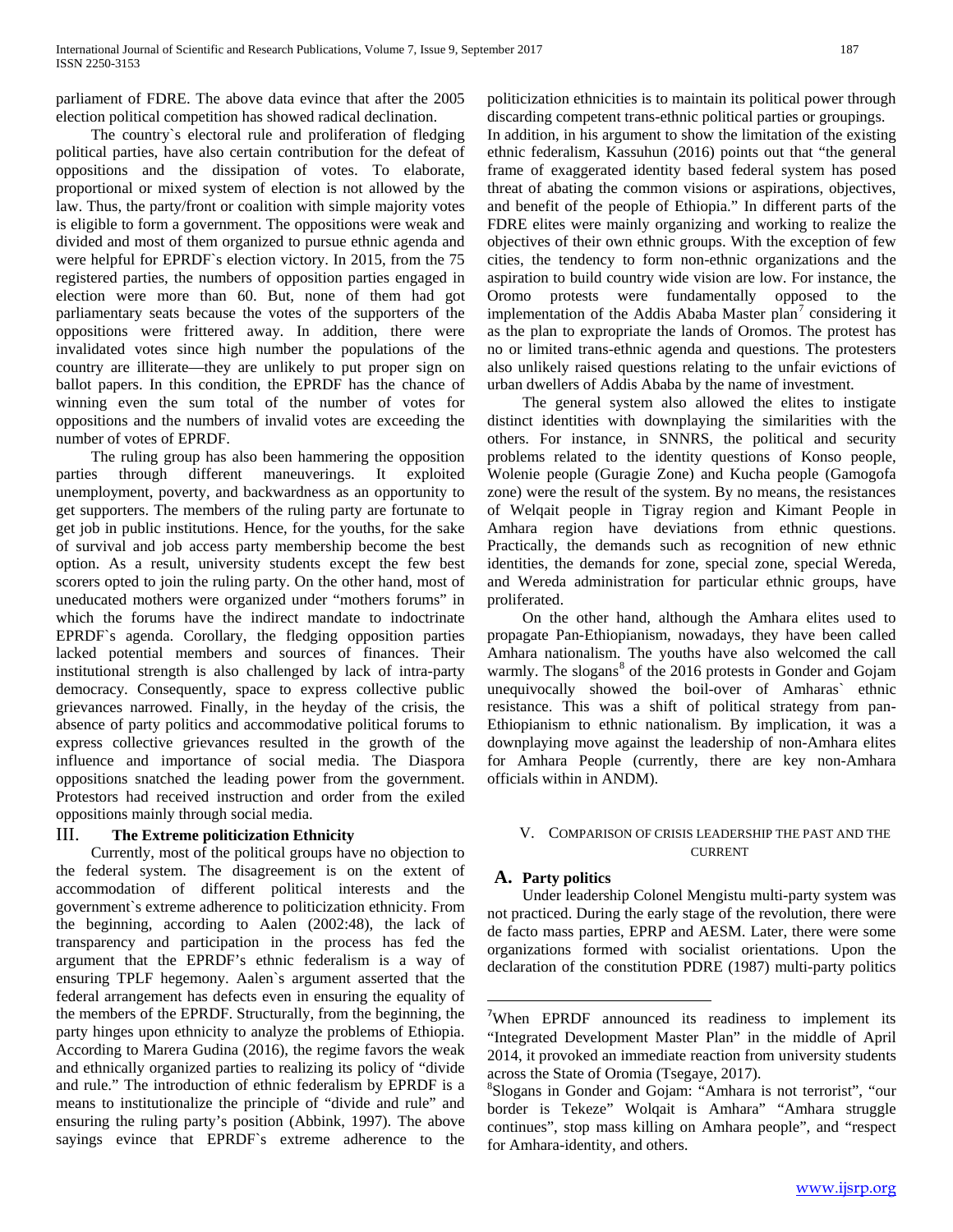parliament of FDRE. The above data evince that after the 2005 election political competition has showed radical declination.

The country`s electoral rule and proliferation of fledging political parties, have also certain contribution for the defeat of oppositions and the dissipation of votes. To elaborate, proportional or mixed system of election is not allowed by the law. Thus, the party/front or coalition with simple majority votes is eligible to form a government. The oppositions were weak and divided and most of them organized to pursue ethnic agenda and were helpful for EPRDF`s election victory. In 2015, from the 75 registered parties, the numbers of opposition parties engaged in election were more than 60. But, none of them had got parliamentary seats because the votes of the supporters of the oppositions were frittered away. In addition, there were invalidated votes since high number the populations of the country are illiterate—they are unlikely to put proper sign on ballot papers. In this condition, the EPRDF has the chance of winning even the sum total of the number of votes for oppositions and the numbers of invalid votes are exceeding the number of votes of EPRDF.

The ruling group has also been hammering the opposition parties through different maneuverings. It exploited unemployment, poverty, and backwardness as an opportunity to get supporters. The members of the ruling party are fortunate to get job in public institutions. Hence, for the youths, for the sake of survival and job access party membership become the best option. As a result, university students except the few best scorers opted to join the ruling party. On the other hand, most of uneducated mothers were organized under "mothers forums" in which the forums have the indirect mandate to indoctrinate EPRDF`s agenda. Corollary, the fledging opposition parties lacked potential members and sources of finances. Their institutional strength is also challenged by lack of intra-party democracy. Consequently, space to express collective public grievances narrowed. Finally, in the heyday of the crisis, the absence of party politics and accommodative political forums to express collective grievances resulted in the growth of the influence and importance of social media. The Diaspora oppositions snatched the leading power from the government. Protestors had received instruction and order from the exiled oppositions mainly through social media.

## III. The Extreme politicization Ethnicity

Currently, most of the political groups have no objection to the federal system. The disagreement is on the extent of accommodation of different political interests and the government`s extreme adherence to politicization ethnicity. From the beginning, according to Aalen (2002:48), the lack of transparency and participation in the process has fed the argument that the EPRDF's ethnic federalism is a way of ensuring TPLF hegemony. Aalen`s argument asserted that the federal arrangement has defects even in ensuring the equality of the members of the EPRDF. Structurally, from the beginning, the party hinges upon ethnicity to analyze the problems of Ethiopia. According to Marera Gudina (2016), the regime favors the weak and ethnically organized parties to realizing its policy of "divide and rule." The introduction of ethnic federalism by EPRDF is a means to institutionalize the principle of "divide and rule" and ensuring the ruling party's position (Abbink, 1997). The above sayings evince that EPRDF`s extreme adherence to the politicization ethnicities is to maintain its political power through discarding competent trans-ethnic political parties or groupings.

In addition, in his argument to show the limitation of the existing ethnic federalism, Kassuhun (2016) points out that "the general frame of exaggerated identity based federal system has posed threat of abating the common visions or aspirations, objectives, and benefit of the people of Ethiopia." In different parts of the FDRE elites were mainly organizing and working to realize the objectives of their own ethnic groups. With the exception of few cities, the tendency to form non-ethnic organizations and the aspiration to build country wide vision are low. For instance, the Oromo protests were fundamentally opposed to the implementation of the Addis Ababa Master plan[7] considering it as the plan to expropriate the lands of Oromos. The protest has no or limited trans-ethnic agenda and questions. The protesters also unlikely raised questions relating to the unfair evictions of urban dwellers of Addis Ababa by the name of investment.

The general system also allowed the elites to instigate distinct identities with downplaying the similarities with the others. For instance, in SNNRS, the political and security problems related to the identity questions of Konso people, Wolenie people (Guragie Zone) and Kucha people (Gamogofa zone) were the result of the system. By no means, the resistances of Welqait people in Tigray region and Kimant People in Amhara region have deviations from ethnic questions. Practically, the demands such as recognition of new ethnic identities, the demands for zone, special zone, special Wereda, and Wereda administration for particular ethnic groups, have proliferated.

On the other hand, although the Amhara elites used to propagate Pan-Ethiopianism, nowadays, they have been called Amhara nationalism. The youths have also welcomed the call warmly. The slogans[8] of the 2016 protests in Gonder and Gojam unequivocally showed the boil-over of Amharas` ethnic resistance. This was a shift of political strategy from pan-Ethiopianism to ethnic nationalism. By implication, it was a downplaying move against the leadership of non-Amhara elites for Amhara People (currently, there are key non-Amhara officials within in ANDM).

## V. Comparison of Crisis Leadership the Past and the Current

### A. Party politics

Under leadership Colonel Mengistu multi-party system was not practiced. During the early stage of the revolution, there were de facto mass parties, EPRP and AESM. Later, there were some organizations formed with socialist orientations. Upon the declaration of the constitution PDRE (1987) multi-party politics

---

[7]When EPRDF announced its readiness to implement its "Integrated Development Master Plan" in the middle of April 2014, it provoked an immediate reaction from university students across the State of Oromia (Tsegaye, 2017).

[8]Slogans in Gonder and Gojam: "Amhara is not terrorist", "our border is Tekeze" Wolqait is Amhara" "Amhara struggle continues", stop mass killing on Amhara people", and "respect for Amhara-identity, and others.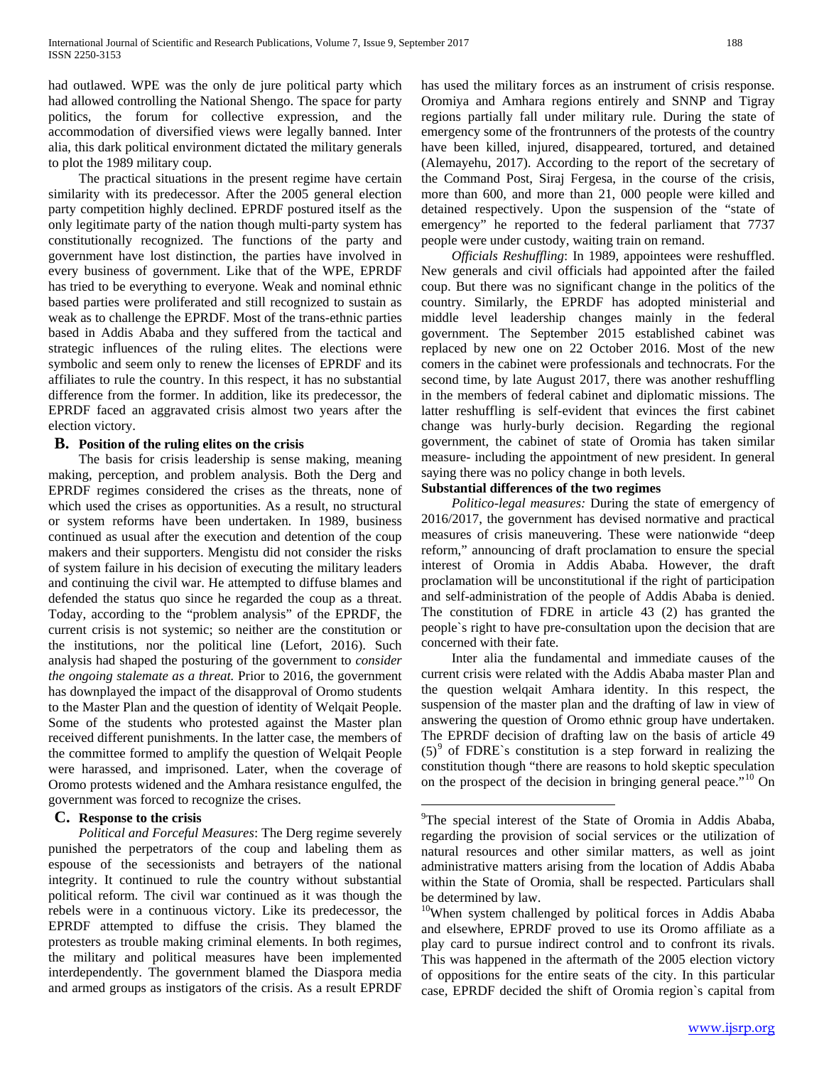had outlawed. WPE was the only de jure political party which had allowed controlling the National Shengo. The space for party politics, the forum for collective expression, and the accommodation of diversified views were legally banned. Inter alia, this dark political environment dictated the military generals to plot the 1989 military coup.

The practical situations in the present regime have certain similarity with its predecessor. After the 2005 general election party competition highly declined. EPRDF postured itself as the only legitimate party of the nation though multi-party system has constitutionally recognized. The functions of the party and government have lost distinction, the parties have involved in every business of government. Like that of the WPE, EPRDF has tried to be everything to everyone. Weak and nominal ethnic based parties were proliferated and still recognized to sustain as weak as to challenge the EPRDF. Most of the trans-ethnic parties based in Addis Ababa and they suffered from the tactical and strategic influences of the ruling elites. The elections were symbolic and seem only to renew the licenses of EPRDF and its affiliates to rule the country. In this respect, it has no substantial difference from the former. In addition, like its predecessor, the EPRDF faced an aggravated crisis almost two years after the election victory.

### B. Position of the ruling elites on the crisis

The basis for crisis leadership is sense making, meaning making, perception, and problem analysis. Both the Derg and EPRDF regimes considered the crises as the threats, none of which used the crises as opportunities. As a result, no structural or system reforms have been undertaken. In 1989, business continued as usual after the execution and detention of the coup makers and their supporters. Mengistu did not consider the risks of system failure in his decision of executing the military leaders and continuing the civil war. He attempted to diffuse blames and defended the status quo since he regarded the coup as a threat. Today, according to the "problem analysis" of the EPRDF, the current crisis is not systemic; so neither are the constitution or the institutions, nor the political line (Lefort, 2016). Such analysis had shaped the posturing of the government to *consider the ongoing stalemate as a threat.* Prior to 2016, the government has downplayed the impact of the disapproval of Oromo students to the Master Plan and the question of identity of Welqait People. Some of the students who protested against the Master plan received different punishments. In the latter case, the members of the committee formed to amplify the question of Welqait People were harassed, and imprisoned. Later, when the coverage of Oromo protests widened and the Amhara resistance engulfed, the government was forced to recognize the crises.

### C. Response to the crisis

*Political and Forceful Measures*: The Derg regime severely punished the perpetrators of the coup and labeling them as espouse of the secessionists and betrayers of the national integrity. It continued to rule the country without substantial political reform. The civil war continued as it was though the rebels were in a continuous victory. Like its predecessor, the EPRDF attempted to diffuse the crisis. They blamed the protesters as trouble making criminal elements. In both regimes, the military and political measures have been implemented interdependently. The government blamed the Diaspora media and armed groups as instigators of the crisis. As a result EPRDF has used the military forces as an instrument of crisis response. Oromiya and Amhara regions entirely and SNNP and Tigray regions partially fall under military rule. During the state of emergency some of the frontrunners of the protests of the country have been killed, injured, disappeared, tortured, and detained (Alemayehu, 2017). According to the report of the secretary of the Command Post, Siraj Fergesa, in the course of the crisis, more than 600, and more than 21, 000 people were killed and detained respectively. Upon the suspension of the "state of emergency" he reported to the federal parliament that 7737 people were under custody, waiting train on remand.

*Officials Reshuffling*: In 1989, appointees were reshuffled. New generals and civil officials had appointed after the failed coup. But there was no significant change in the politics of the country. Similarly, the EPRDF has adopted ministerial and middle level leadership changes mainly in the federal government. The September 2015 established cabinet was replaced by new one on 22 October 2016. Most of the new comers in the cabinet were professionals and technocrats. For the second time, by late August 2017, there was another reshuffling in the members of federal cabinet and diplomatic missions. The latter reshuffling is self-evident that evinces the first cabinet change was hurly-burly decision. Regarding the regional government, the cabinet of state of Oromia has taken similar measure- including the appointment of new president. In general saying there was no policy change in both levels.

**Substantial differences of the two regimes**

*Politico-legal measures:* During the state of emergency of 2016/2017, the government has devised normative and practical measures of crisis maneuvering. These were nationwide "deep reform," announcing of draft proclamation to ensure the special interest of Oromia in Addis Ababa. However, the draft proclamation will be unconstitutional if the right of participation and self-administration of the people of Addis Ababa is denied. The constitution of FDRE in article 43 (2) has granted the people`s right to have pre-consultation upon the decision that are concerned with their fate.

Inter alia the fundamental and immediate causes of the current crisis were related with the Addis Ababa master Plan and the question welqait Amhara identity. In this respect, the suspension of the master plan and the drafting of law in view of answering the question of Oromo ethnic group have undertaken. The EPRDF decision of drafting law on the basis of article 49 (5)[9] of FDRE`s constitution is a step forward in realizing the constitution though "there are reasons to hold skeptic speculation on the prospect of the decision in bringing general peace."[10] On

[9]The special interest of the State of Oromia in Addis Ababa, regarding the provision of social services or the utilization of natural resources and other similar matters, as well as joint administrative matters arising from the location of Addis Ababa within the State of Oromia, shall be respected. Particulars shall be determined by law.

[10]When system challenged by political forces in Addis Ababa and elsewhere, EPRDF proved to use its Oromo affiliate as a play card to pursue indirect control and to confront its rivals. This was happened in the aftermath of the 2005 election victory of oppositions for the entire seats of the city. In this particular case, EPRDF decided the shift of Oromia region`s capital from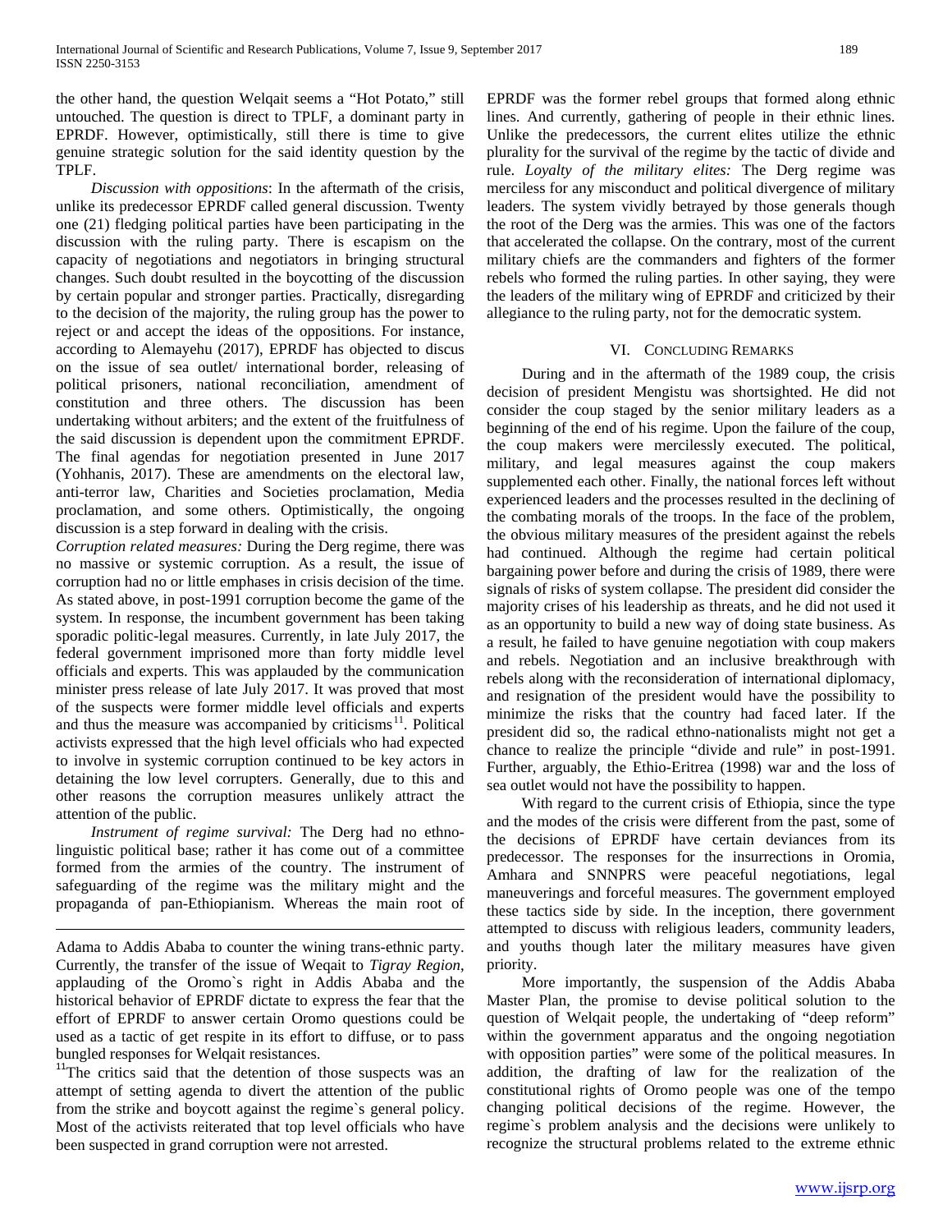the other hand, the question Welqait seems a "Hot Potato," still untouched. The question is direct to TPLF, a dominant party in EPRDF. However, optimistically, still there is time to give genuine strategic solution for the said identity question by the TPLF.

*Discussion with oppositions*: In the aftermath of the crisis, unlike its predecessor EPRDF called general discussion. Twenty one (21) fledging political parties have been participating in the discussion with the ruling party. There is escapism on the capacity of negotiations and negotiators in bringing structural changes. Such doubt resulted in the boycotting of the discussion by certain popular and stronger parties. Practically, disregarding to the decision of the majority, the ruling group has the power to reject or and accept the ideas of the oppositions. For instance, according to Alemayehu (2017), EPRDF has objected to discus on the issue of sea outlet/ international border, releasing of political prisoners, national reconciliation, amendment of constitution and three others. The discussion has been undertaking without arbiters; and the extent of the fruitfulness of the said discussion is dependent upon the commitment EPRDF. The final agendas for negotiation presented in June 2017 (Yohhanis, 2017). These are amendments on the electoral law, anti-terror law, Charities and Societies proclamation, Media proclamation, and some others. Optimistically, the ongoing discussion is a step forward in dealing with the crisis.

*Corruption related measures:* During the Derg regime, there was no massive or systemic corruption. As a result, the issue of corruption had no or little emphases in crisis decision of the time. As stated above, in post-1991 corruption become the game of the system. In response, the incumbent government has been taking sporadic politic-legal measures. Currently, in late July 2017, the federal government imprisoned more than forty middle level officials and experts. This was applauded by the communication minister press release of late July 2017. It was proved that most of the suspects were former middle level officials and experts and thus the measure was accompanied by criticisms[11]. Political activists expressed that the high level officials who had expected to involve in systemic corruption continued to be key actors in detaining the low level corrupters. Generally, due to this and other reasons the corruption measures unlikely attract the attention of the public.

*Instrument of regime survival:* The Derg had no ethno-linguistic political base; rather it has come out of a committee formed from the armies of the country. The instrument of safeguarding of the regime was the military might and the propaganda of pan-Ethiopianism. Whereas the main root of EPRDF was the former rebel groups that formed along ethnic lines. And currently, gathering of people in their ethnic lines. Unlike the predecessors, the current elites utilize the ethnic plurality for the survival of the regime by the tactic of divide and rule. *Loyalty of the military elites:* The Derg regime was merciless for any misconduct and political divergence of military leaders. The system vividly betrayed by those generals though the root of the Derg was the armies. This was one of the factors that accelerated the collapse. On the contrary, most of the current military chiefs are the commanders and fighters of the former rebels who formed the ruling parties. In other saying, they were the leaders of the military wing of EPRDF and criticized by their allegiance to the ruling party, not for the democratic system.

## VI. Concluding Remarks

During and in the aftermath of the 1989 coup, the crisis decision of president Mengistu was shortsighted. He did not consider the coup staged by the senior military leaders as a beginning of the end of his regime. Upon the failure of the coup, the coup makers were mercilessly executed. The political, military, and legal measures against the coup makers supplemented each other. Finally, the national forces left without experienced leaders and the processes resulted in the declining of the combating morals of the troops. In the face of the problem, the obvious military measures of the president against the rebels had continued. Although the regime had certain political bargaining power before and during the crisis of 1989, there were signals of risks of system collapse. The president did consider the majority crises of his leadership as threats, and he did not used it as an opportunity to build a new way of doing state business. As a result, he failed to have genuine negotiation with coup makers and rebels. Negotiation and an inclusive breakthrough with rebels along with the reconsideration of international diplomacy, and resignation of the president would have the possibility to minimize the risks that the country had faced later. If the president did so, the radical ethno-nationalists might not get a chance to realize the principle "divide and rule" in post-1991. Further, arguably, the Ethio-Eritrea (1998) war and the loss of sea outlet would not have the possibility to happen.

With regard to the current crisis of Ethiopia, since the type and the modes of the crisis were different from the past, some of the decisions of EPRDF have certain deviances from its predecessor. The responses for the insurrections in Oromia, Amhara and SNNPRS were peaceful negotiations, legal maneuverings and forceful measures. The government employed these tactics side by side. In the inception, there government attempted to discuss with religious leaders, community leaders, and youths though later the military measures have given priority.

More importantly, the suspension of the Addis Ababa Master Plan, the promise to devise political solution to the question of Welqait people, the undertaking of "deep reform" within the government apparatus and the ongoing negotiation with opposition parties" were some of the political measures. In addition, the drafting of law for the realization of the constitutional rights of Oromo people was one of the tempo changing political decisions of the regime. However, the regime`s problem analysis and the decisions were unlikely to recognize the structural problems related to the extreme ethnic

---

Adama to Addis Ababa to counter the wining trans-ethnic party. Currently, the transfer of the issue of Weqait to *Tigray Region*, applauding of the Oromo`s right in Addis Ababa and the historical behavior of EPRDF dictate to express the fear that the effort of EPRDF to answer certain Oromo questions could be used as a tactic of get respite in its effort to diffuse, or to pass bungled responses for Welqait resistances.

[11] The critics said that the detention of those suspects was an attempt of setting agenda to divert the attention of the public from the strike and boycott against the regime`s general policy. Most of the activists reiterated that top level officials who have been suspected in grand corruption were not arrested.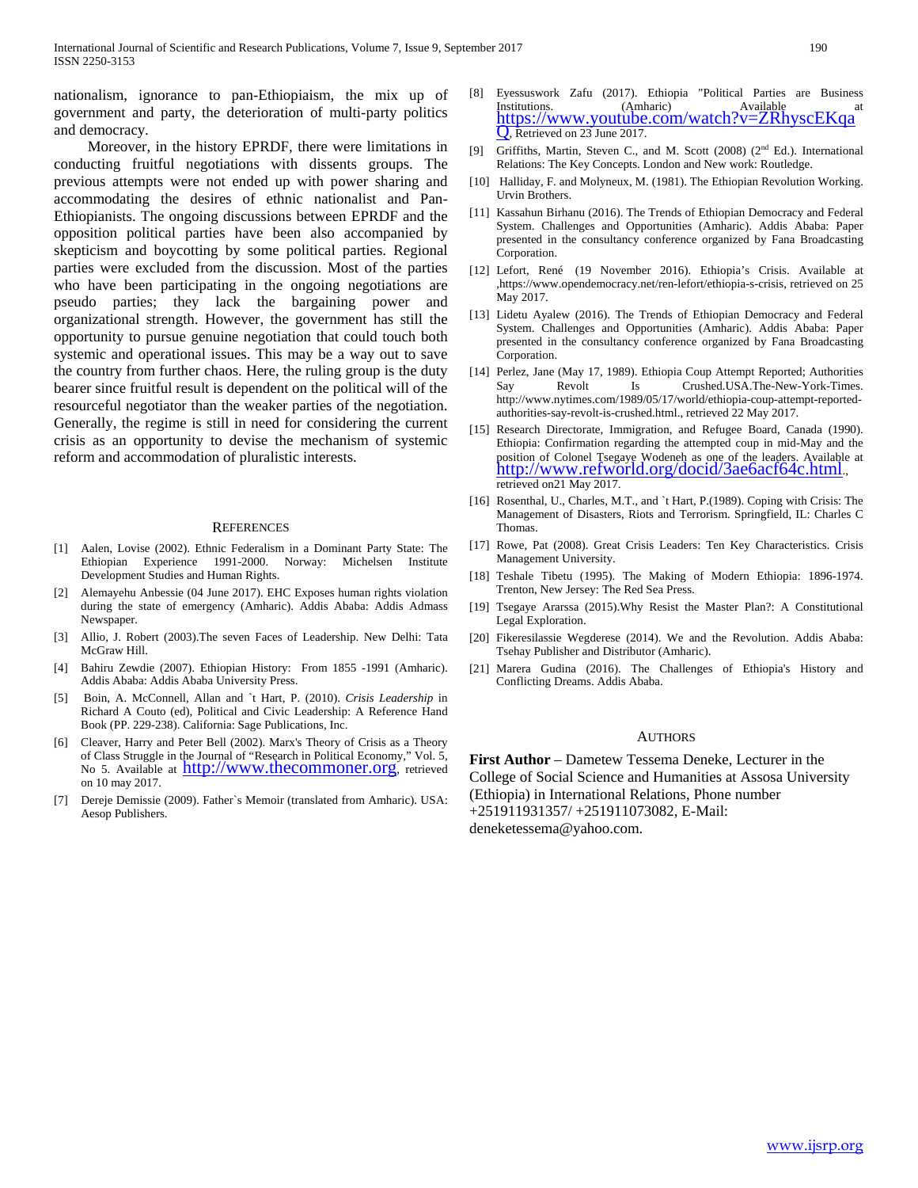nationalism, ignorance to pan-Ethiopiaism, the mix up of government and party, the deterioration of multi-party politics and democracy.

Moreover, in the history EPRDF, there were limitations in conducting fruitful negotiations with dissents groups. The previous attempts were not ended up with power sharing and accommodating the desires of ethnic nationalist and Pan-Ethiopianists. The ongoing discussions between EPRDF and the opposition political parties have been also accompanied by skepticism and boycotting by some political parties. Regional parties were excluded from the discussion. Most of the parties who have been participating in the ongoing negotiations are pseudo parties; they lack the bargaining power and organizational strength. However, the government has still the opportunity to pursue genuine negotiation that could touch both systemic and operational issues. This may be a way out to save the country from further chaos. Here, the ruling group is the duty bearer since fruitful result is dependent on the political will of the resourceful negotiator than the weaker parties of the negotiation. Generally, the regime is still in need for considering the current crisis as an opportunity to devise the mechanism of systemic reform and accommodation of pluralistic interests.

## References

[1] Aalen, Lovise (2002). Ethnic Federalism in a Dominant Party State: The Ethiopian Experience 1991-2000. Norway: Michelsen Institute Development Studies and Human Rights.

[2] Alemayehu Anbessie (04 June 2017). EHC Exposes human rights violation during the state of emergency (Amharic). Addis Ababa: Addis Admass Newspaper.

[3] Allio, J. Robert (2003).The seven Faces of Leadership. New Delhi: Tata McGraw Hill.

[4] Bahiru Zewdie (2007). Ethiopian History: From 1855 -1991 (Amharic). Addis Ababa: Addis Ababa University Press.

[5] Boin, A. McConnell, Allan and `t Hart, P. (2010). *Crisis Leadership* in Richard A Couto (ed), Political and Civic Leadership: A Reference Hand Book (PP. 229-238). California: Sage Publications, Inc.

[6] Cleaver, Harry and Peter Bell (2002). Marx's Theory of Crisis as a Theory of Class Struggle in the Journal of "Research in Political Economy," Vol. 5, No 5. Available at http://www.thecommoner.org, retrieved on 10 may 2017.

[7] Dereje Demissie (2009). Father`s Memoir (translated from Amharic). USA: Aesop Publishers.

[8] Eyessuswork Zafu (2017). Ethiopia "Political Parties are Business Institutions. (Amharic) Available at https://www.youtube.com/watch?v=ZRhyscEKqaQ, Retrieved on 23 June 2017.

[9] Griffiths, Martin, Steven C., and M. Scott (2008) (2nd Ed.). International Relations: The Key Concepts. London and New work: Routledge.

[10] Halliday, F. and Molyneux, M. (1981). The Ethiopian Revolution Working. Urvin Brothers.

[11] Kassahun Birhanu (2016). The Trends of Ethiopian Democracy and Federal System. Challenges and Opportunities (Amharic). Addis Ababa: Paper presented in the consultancy conference organized by Fana Broadcasting Corporation.

[12] Lefort, René (19 November 2016). Ethiopia's Crisis. Available at ,https://www.opendemocracy.net/ren-lefort/ethiopia-s-crisis, retrieved on 25 May 2017.

[13] Lidetu Ayalew (2016). The Trends of Ethiopian Democracy and Federal System. Challenges and Opportunities (Amharic). Addis Ababa: Paper presented in the consultancy conference organized by Fana Broadcasting Corporation.

[14] Perlez, Jane (May 17, 1989). Ethiopia Coup Attempt Reported; Authorities Say Revolt Is Crushed.USA.The-New-York-Times. http://www.nytimes.com/1989/05/17/world/ethiopia-coup-attempt-reported-authorities-say-revolt-is-crushed.html., retrieved 22 May 2017.

[15] Research Directorate, Immigration, and Refugee Board, Canada (1990). Ethiopia: Confirmation regarding the attempted coup in mid-May and the position of Colonel Tsegaye Wodeneh as one of the leaders. Available at http://www.refworld.org/docid/3ae6acf64c.html., retrieved on21 May 2017.

[16] Rosenthal, U., Charles, M.T., and `t Hart, P.(1989). Coping with Crisis: The Management of Disasters, Riots and Terrorism. Springfield, IL: Charles C Thomas.

[17] Rowe, Pat (2008). Great Crisis Leaders: Ten Key Characteristics. Crisis Management University.

[18] Teshale Tibetu (1995). The Making of Modern Ethiopia: 1896-1974. Trenton, New Jersey: The Red Sea Press.

[19] Tsegaye Ararssa (2015).Why Resist the Master Plan?: A Constitutional Legal Exploration.

[20] Fikeresilassie Wegderese (2014). We and the Revolution. Addis Ababa: Tsehay Publisher and Distributor (Amharic).

[21] Marera Gudina (2016). The Challenges of Ethiopia's History and Conflicting Dreams. Addis Ababa.

## Authors

**First Author** – Dametew Tessema Deneke, Lecturer in the College of Social Science and Humanities at Assosa University (Ethiopia) in International Relations, Phone number +251911931357/ +251911073082, E-Mail: deneketessema@yahoo.com.